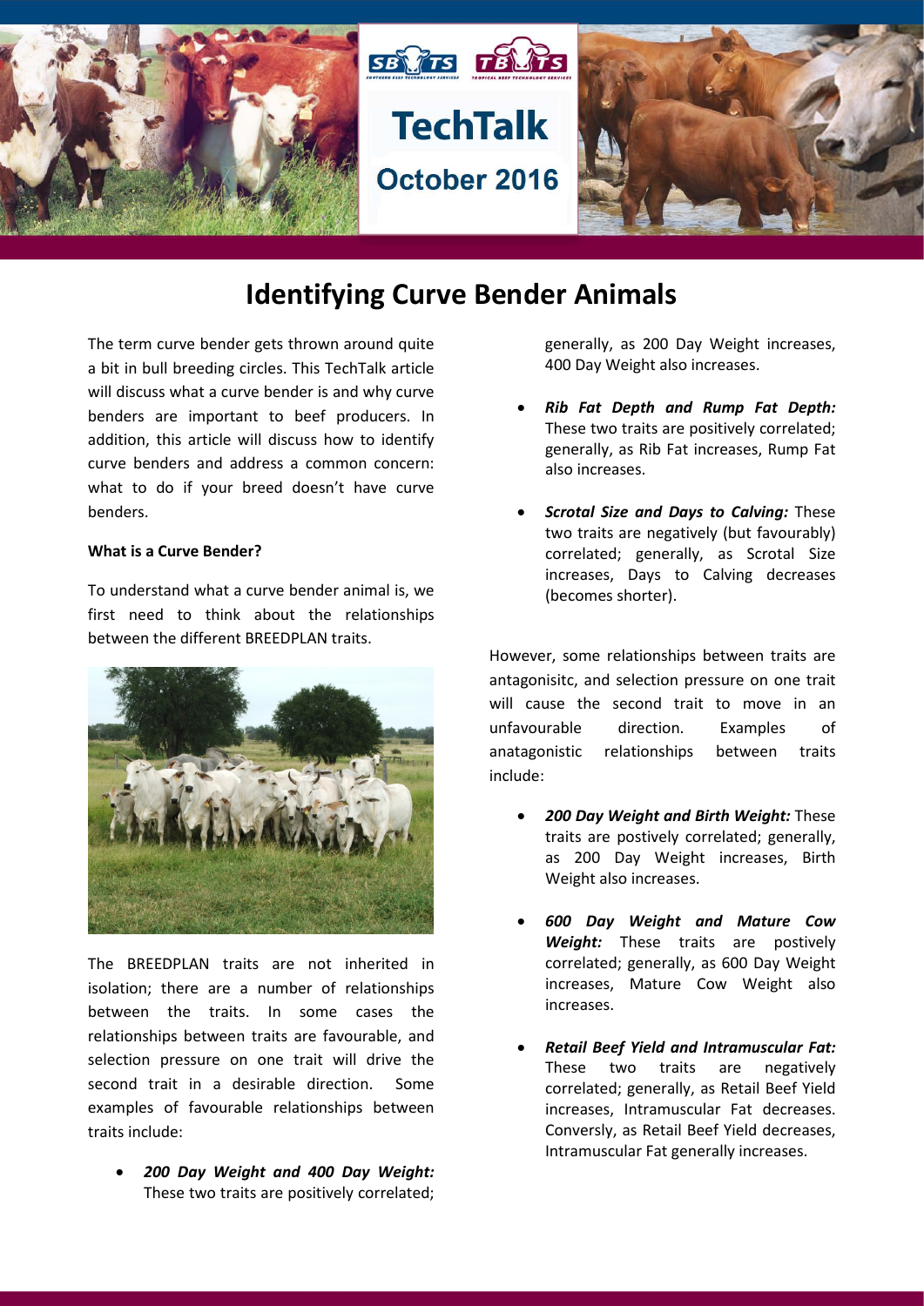# Identifying Curve Bender Animals

The term curve bender gets thrown around quite a bit in bull breeding circles. This TechTalk article will discuss what a curve bender is and why curve benders are important to beef producers. In addition, this article will discuss how to identify curve benders and address a common concern: what to do if your breed doesn't have curve benders.

**What is a Curve Bender?**

To understand what a curve bender animal is, we first need to think about the relationships between the different BREEDPLAN traits.

The BREEDPLAN traits are not inherited in isolation; there are a number of relationships between the traits. In some cases the relationships between traits are favourable, and selection pressure on one trait will drive the second trait in a desirable direction. Some examples of favourable relationships between traits include:

- ***200 Day Weight and 400 Day Weight:*** These two traits are positively correlated; generally, as 200 Day Weight increases, 400 Day Weight also increases.
- ***Rib Fat Depth and Rump Fat Depth:*** These two traits are positively correlated; generally, as Rib Fat increases, Rump Fat also increases.
- ***Scrotal Size and Days to Calving:*** These two traits are negatively (but favourably) correlated; generally, as Scrotal Size increases, Days to Calving decreases (becomes shorter).

However, some relationships between traits are antagonisitc, and selection pressure on one trait will cause the second trait to move in an unfavourable direction. Examples of anatagonistic relationships between traits include:

- ***200 Day Weight and Birth Weight:*** These traits are postively correlated; generally, as 200 Day Weight increases, Birth Weight also increases.
- ***600 Day Weight and Mature Cow Weight:*** These traits are postively correlated; generally, as 600 Day Weight increases, Mature Cow Weight also increases.
- ***Retail Beef Yield and Intramuscular Fat:*** These two traits are negatively correlated; generally, as Retail Beef Yield increases, Intramuscular Fat decreases. Conversly, as Retail Beef Yield decreases, Intramuscular Fat generally increases.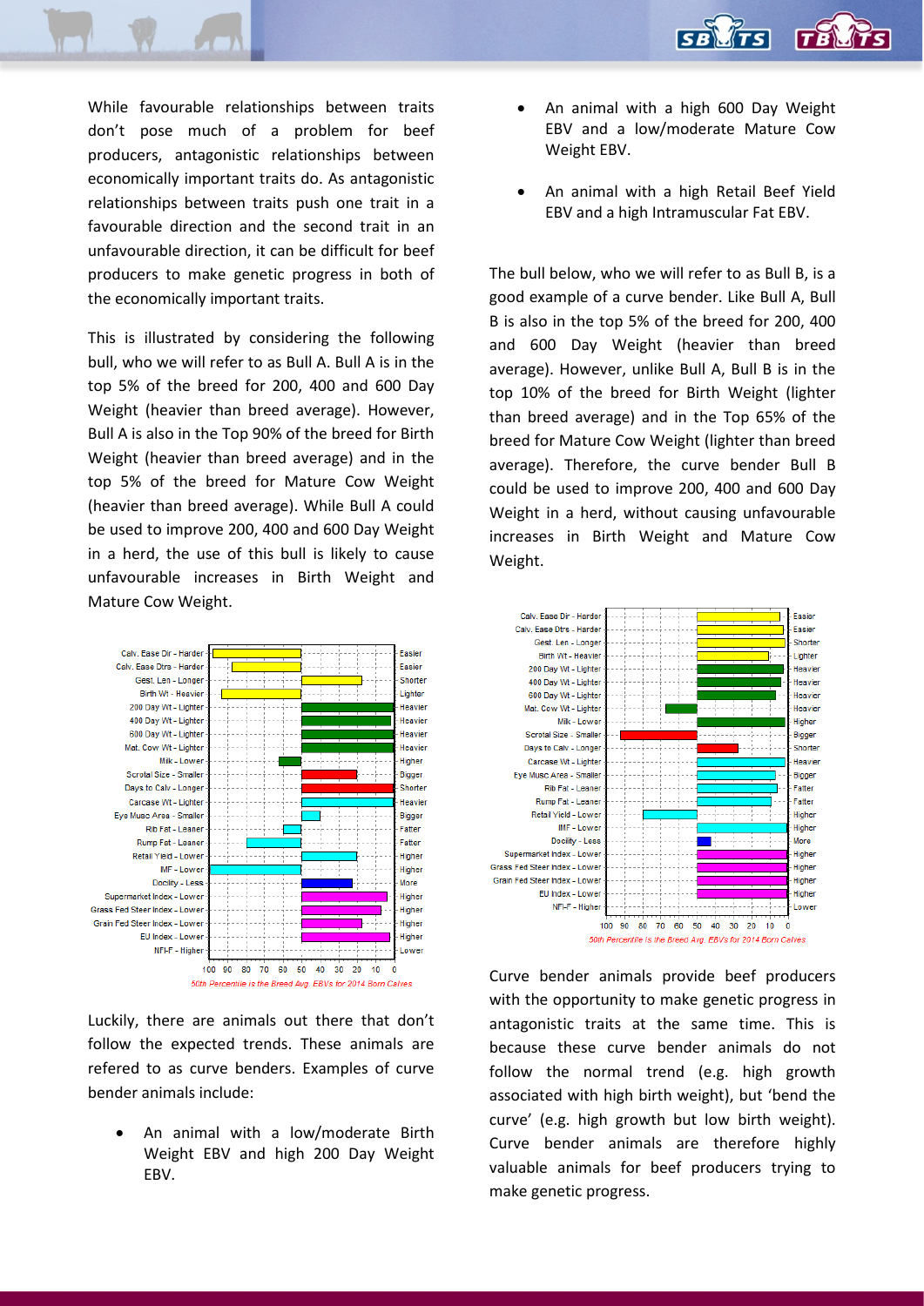While favourable relationships between traits don't pose much of a problem for beef producers, antagonistic relationships between economically important traits do. As antagonistic relationships between traits push one trait in a favourable direction and the second trait in an unfavourable direction, it can be difficult for beef producers to make genetic progress in both of the economically important traits.

This is illustrated by considering the following bull, who we will refer to as Bull A. Bull A is in the top 5% of the breed for 200, 400 and 600 Day Weight (heavier than breed average). However, Bull A is also in the Top 90% of the breed for Birth Weight (heavier than breed average) and in the top 5% of the breed for Mature Cow Weight (heavier than breed average). While Bull A could be used to improve 200, 400 and 600 Day Weight in a herd, the use of this bull is likely to cause unfavourable increases in Birth Weight and Mature Cow Weight.

Luckily, there are animals out there that don't follow the expected trends. These animals are refered to as curve benders. Examples of curve bender animals include:

- An animal with a low/moderate Birth Weight EBV and high 200 Day Weight EBV.
- An animal with a high 600 Day Weight EBV and a low/moderate Mature Cow Weight EBV.
- An animal with a high Retail Beef Yield EBV and a high Intramuscular Fat EBV.

The bull below, who we will refer to as Bull B, is a good example of a curve bender. Like Bull A, Bull B is also in the top 5% of the breed for 200, 400 and 600 Day Weight (heavier than breed average). However, unlike Bull A, Bull B is in the top 10% of the breed for Birth Weight (lighter than breed average) and in the Top 65% of the breed for Mature Cow Weight (lighter than breed average). Therefore, the curve bender Bull B could be used to improve 200, 400 and 600 Day Weight in a herd, without causing unfavourable increases in Birth Weight and Mature Cow Weight.

Curve bender animals provide beef producers with the opportunity to make genetic progress in antagonistic traits at the same time. This is because these curve bender animals do not follow the normal trend (e.g. high growth associated with high birth weight), but 'bend the curve' (e.g. high growth but low birth weight). Curve bender animals are therefore highly valuable animals for beef producers trying to make genetic progress.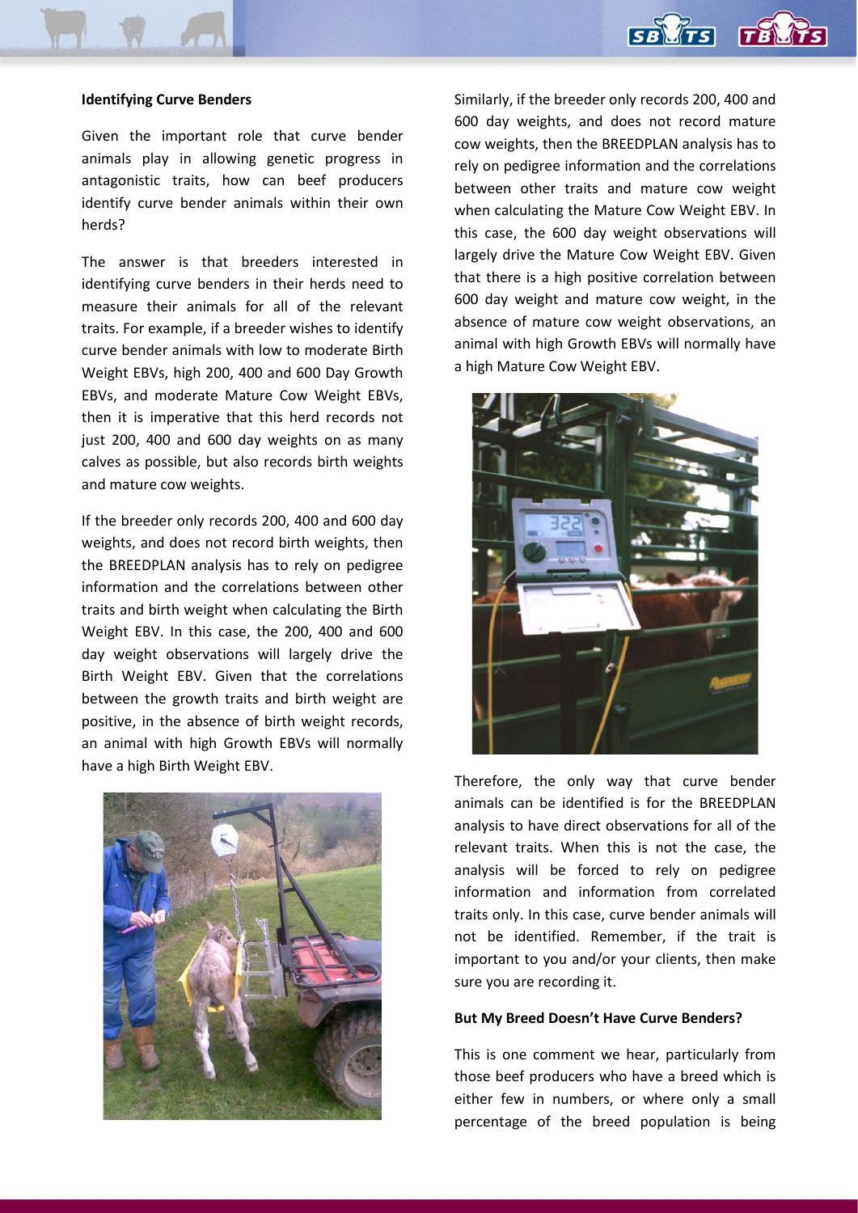**Identifying Curve Benders**

Given the important role that curve bender animals play in allowing genetic progress in antagonistic traits, how can beef producers identify curve bender animals within their own herds?

The answer is that breeders interested in identifying curve benders in their herds need to measure their animals for all of the relevant traits. For example, if a breeder wishes to identify curve bender animals with low to moderate Birth Weight EBVs, high 200, 400 and 600 Day Growth EBVs, and moderate Mature Cow Weight EBVs, then it is imperative that this herd records not just 200, 400 and 600 day weights on as many calves as possible, but also records birth weights and mature cow weights.

If the breeder only records 200, 400 and 600 day weights, and does not record birth weights, then the BREEDPLAN analysis has to rely on pedigree information and the correlations between other traits and birth weight when calculating the Birth Weight EBV. In this case, the 200, 400 and 600 day weight observations will largely drive the Birth Weight EBV. Given that the correlations between the growth traits and birth weight are positive, in the absence of birth weight records, an animal with high Growth EBVs will normally have a high Birth Weight EBV.

Similarly, if the breeder only records 200, 400 and 600 day weights, and does not record mature cow weights, then the BREEDPLAN analysis has to rely on pedigree information and the correlations between other traits and mature cow weight when calculating the Mature Cow Weight EBV. In this case, the 600 day weight observations will largely drive the Mature Cow Weight EBV. Given that there is a high positive correlation between 600 day weight and mature cow weight, in the absence of mature cow weight observations, an animal with high Growth EBVs will normally have a high Mature Cow Weight EBV.

Therefore, the only way that curve bender animals can be identified is for the BREEDPLAN analysis to have direct observations for all of the relevant traits. When this is not the case, the analysis will be forced to rely on pedigree information and information from correlated traits only. In this case, curve bender animals will not be identified. Remember, if the trait is important to you and/or your clients, then make sure you are recording it.

**But My Breed Doesn't Have Curve Benders?**

This is one comment we hear, particularly from those beef producers who have a breed which is either few in numbers, or where only a small percentage of the breed population is being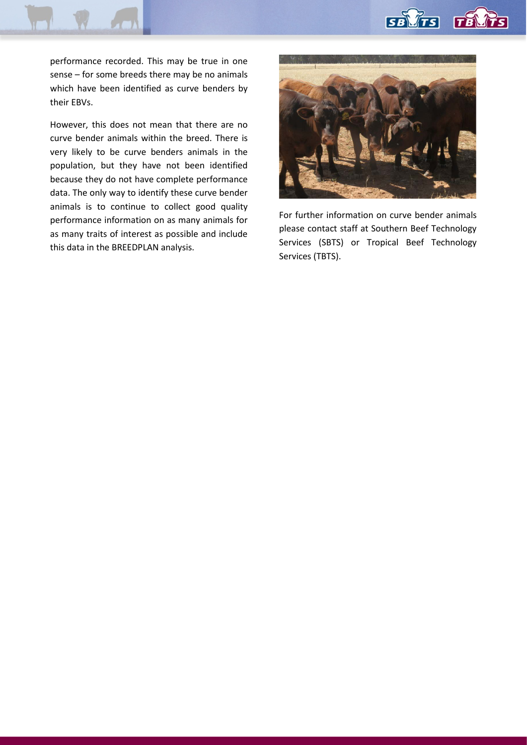performance recorded. This may be true in one sense – for some breeds there may be no animals which have been identified as curve benders by their EBVs.

However, this does not mean that there are no curve bender animals within the breed. There is very likely to be curve benders animals in the population, but they have not been identified because they do not have complete performance data. The only way to identify these curve bender animals is to continue to collect good quality performance information on as many animals for as many traits of interest as possible and include this data in the BREEDPLAN analysis.

For further information on curve bender animals please contact staff at Southern Beef Technology Services (SBTS) or Tropical Beef Technology Services (TBTS).